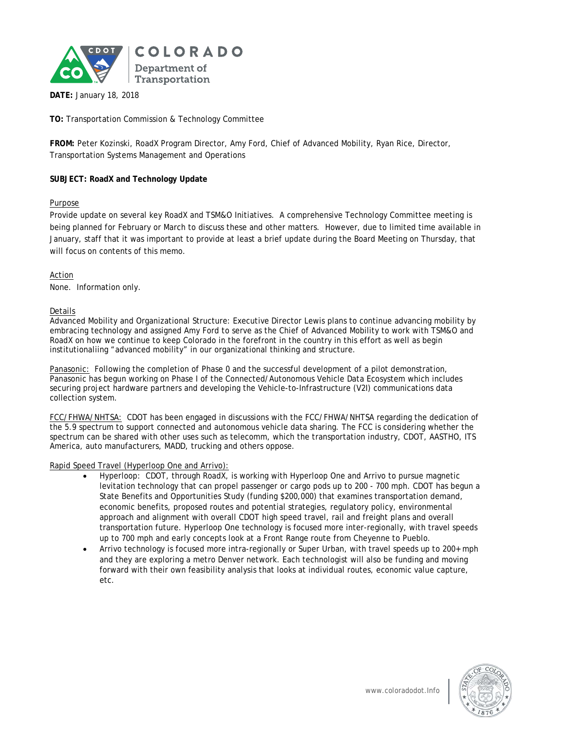**DATE:** January 18, 2018

**TO:** Transportation Commission & Technology Committee

**FROM:** Peter Kozinski, RoadX Program Director, Amy Ford, Chief of Advanced Mobility, Ryan Rice, Director, Transportation Systems Management and Operations

**SUBJECT: RoadX and Technology Update**

Purpose

Provide update on several key RoadX and TSM&O Initiatives. A comprehensive Technology Committee meeting is being planned for February or March to discuss these and other matters. However, due to limited time available in January, staff that it was important to provide at least a brief update during the Board Meeting on Thursday, that will focus on contents of this memo.

Action

None. Information only.

Details

Advanced Mobility and Organizational Structure: Executive Director Lewis plans to continue advancing mobility by embracing technology and assigned Amy Ford to serve as the Chief of Advanced Mobility to work with TSM&O and RoadX on how we continue to keep Colorado in the forefront in the country in this effort as well as begin institutionaliing "advanced mobility" in our organizational thinking and structure.

Panasonic: Following the completion of Phase 0 and the successful development of a pilot demonstration, Panasonic has begun working on Phase I of the Connected/Autonomous Vehicle Data Ecosystem which includes securing project hardware partners and developing the Vehicle-to-Infrastructure (V2I) communications data collection system.

FCC/FHWA/NHTSA: CDOT has been engaged in discussions with the FCC/FHWA/NHTSA regarding the dedication of the 5.9 spectrum to support connected and autonomous vehicle data sharing. The FCC is considering whether the spectrum can be shared with other uses such as telecomm, which the transportation industry, CDOT, AASTHO, ITS America, auto manufacturers, MADD, trucking and others oppose.

Rapid Speed Travel (Hyperloop One and Arrivo):

- Hyperloop: CDOT, through RoadX, is working with Hyperloop One and Arrivo to pursue magnetic levitation technology that can propel passenger or cargo pods up to 200 - 700 mph. CDOT has begun a State Benefits and Opportunities Study (funding $200,000) that examines transportation demand, economic benefits, proposed routes and potential strategies, regulatory policy, environmental approach and alignment with overall CDOT high speed travel, rail and freight plans and overall transportation future. Hyperloop One technology is focused more inter-regionally, with travel speeds up to 700 mph and early concepts look at a Front Range route from Cheyenne to Pueblo.
- Arrivo technology is focused more intra-regionally or Super Urban, with travel speeds up to 200+ mph and they are exploring a metro Denver network. Each technologist will also be funding and moving forward with their own feasibility analysis that looks at individual routes, economic value capture, etc.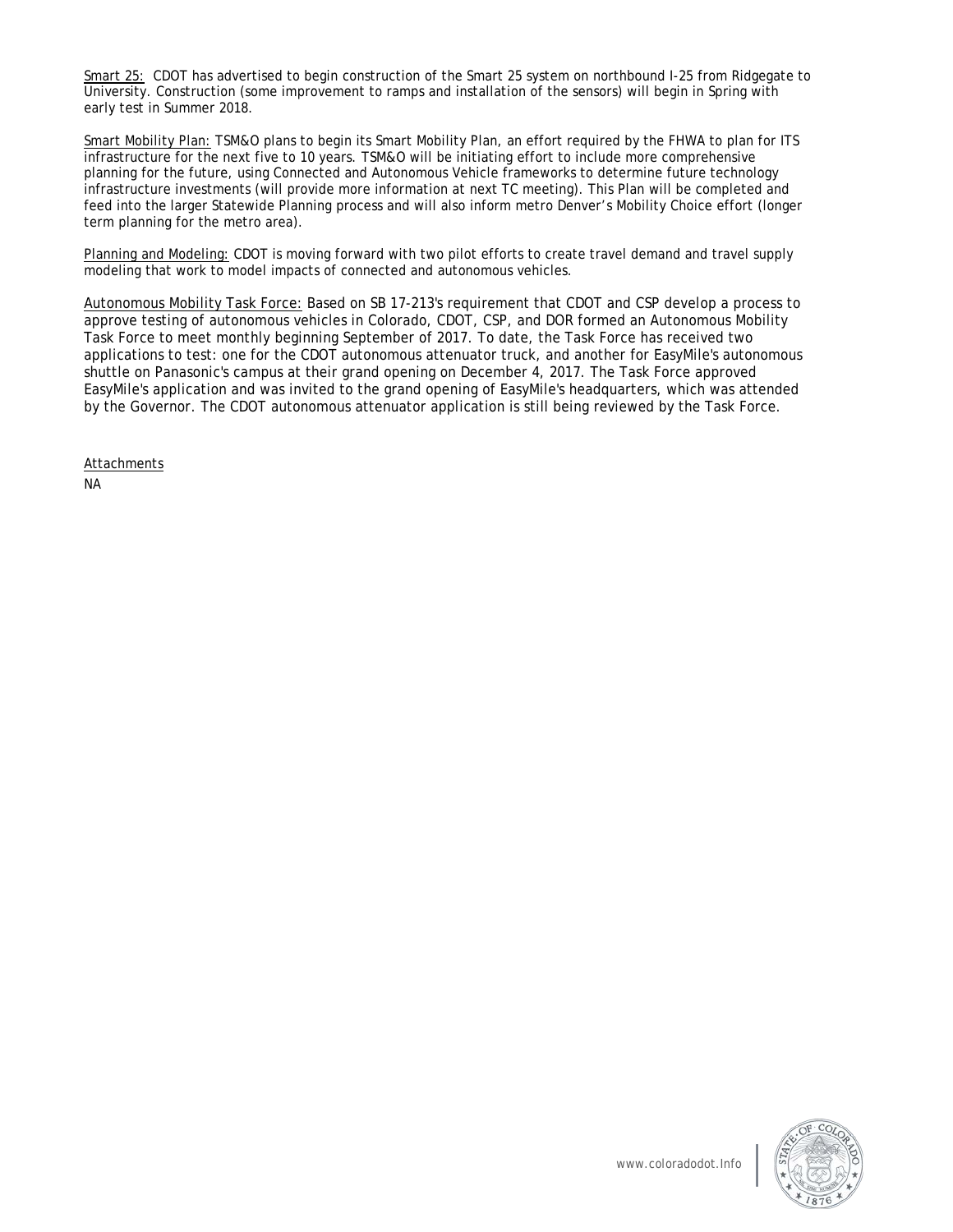Smart 25: CDOT has advertised to begin construction of the Smart 25 system on northbound I-25 from Ridgegate to University. Construction (some improvement to ramps and installation of the sensors) will begin in Spring with early test in Summer 2018.

Smart Mobility Plan: TSM&O plans to begin its Smart Mobility Plan, an effort required by the FHWA to plan for ITS infrastructure for the next five to 10 years. TSM&O will be initiating effort to include more comprehensive planning for the future, using Connected and Autonomous Vehicle frameworks to determine future technology infrastructure investments (will provide more information at next TC meeting). This Plan will be completed and feed into the larger Statewide Planning process and will also inform metro Denver's Mobility Choice effort (longer term planning for the metro area).

Planning and Modeling: CDOT is moving forward with two pilot efforts to create travel demand and travel supply modeling that work to model impacts of connected and autonomous vehicles.

Autonomous Mobility Task Force: Based on SB 17-213's requirement that CDOT and CSP develop a process to approve testing of autonomous vehicles in Colorado, CDOT, CSP, and DOR formed an Autonomous Mobility Task Force to meet monthly beginning September of 2017. To date, the Task Force has received two applications to test: one for the CDOT autonomous attenuator truck, and another for EasyMile's autonomous shuttle on Panasonic's campus at their grand opening on December 4, 2017. The Task Force approved EasyMile's application and was invited to the grand opening of EasyMile's headquarters, which was attended by the Governor. The CDOT autonomous attenuator application is still being reviewed by the Task Force.

Attachments

NA